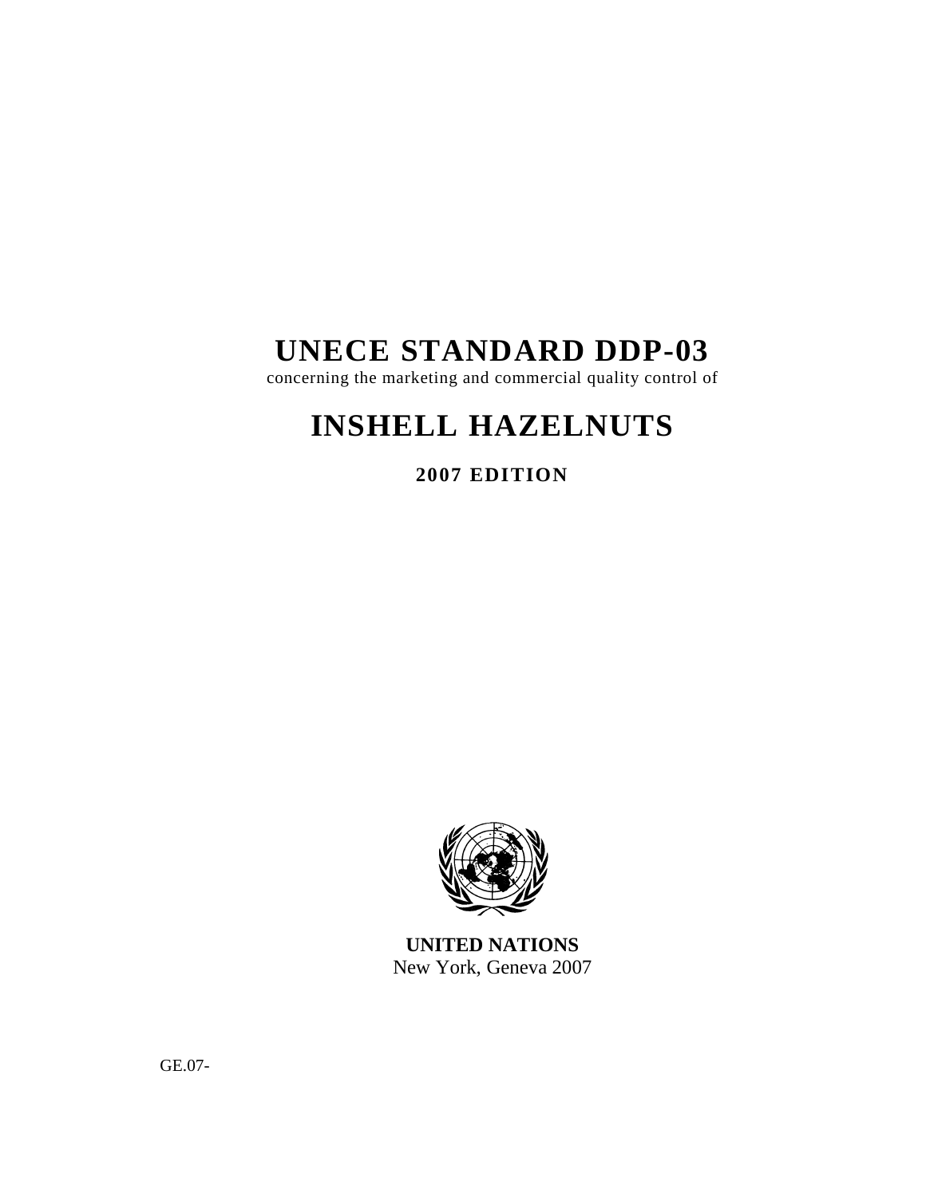# UNECE STANDARD DDP-03

concerning the marketing and commercial quality control of

# INSHELL HAZELNUTS

**2007 EDITION**

**UNITED NATIONS**
New York, Geneva 2007

GE.07-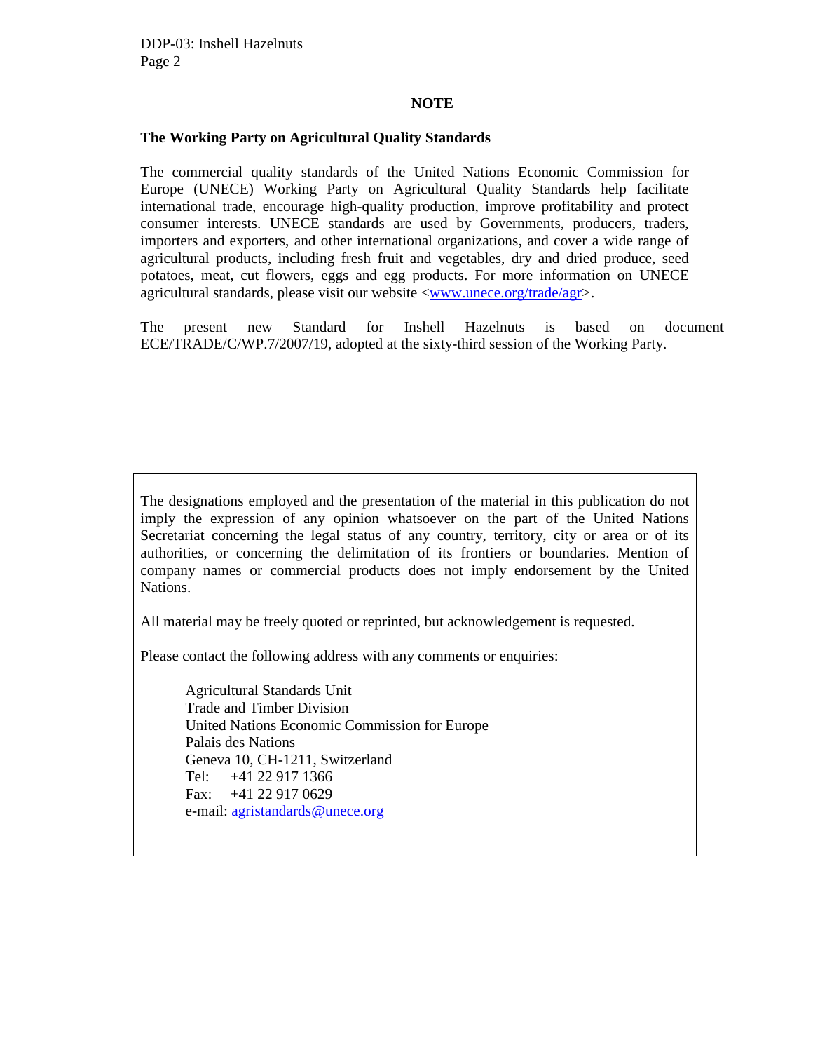## NOTE

### The Working Party on Agricultural Quality Standards

The commercial quality standards of the United Nations Economic Commission for Europe (UNECE) Working Party on Agricultural Quality Standards help facilitate international trade, encourage high-quality production, improve profitability and protect consumer interests. UNECE standards are used by Governments, producers, traders, importers and exporters, and other international organizations, and cover a wide range of agricultural products, including fresh fruit and vegetables, dry and dried produce, seed potatoes, meat, cut flowers, eggs and egg products. For more information on UNECE agricultural standards, please visit our website <www.unece.org/trade/agr>.

The present new Standard for Inshell Hazelnuts is based on document ECE/TRADE/C/WP.7/2007/19, adopted at the sixty-third session of the Working Party.

The designations employed and the presentation of the material in this publication do not imply the expression of any opinion whatsoever on the part of the United Nations Secretariat concerning the legal status of any country, territory, city or area or of its authorities, or concerning the delimitation of its frontiers or boundaries. Mention of company names or commercial products does not imply endorsement by the United Nations.

All material may be freely quoted or reprinted, but acknowledgement is requested.

Please contact the following address with any comments or enquiries:

Agricultural Standards Unit
Trade and Timber Division
United Nations Economic Commission for Europe
Palais des Nations
Geneva 10, CH-1211, Switzerland
Tel: +41 22 917 1366
Fax: +41 22 917 0629
e-mail: agristandards@unece.org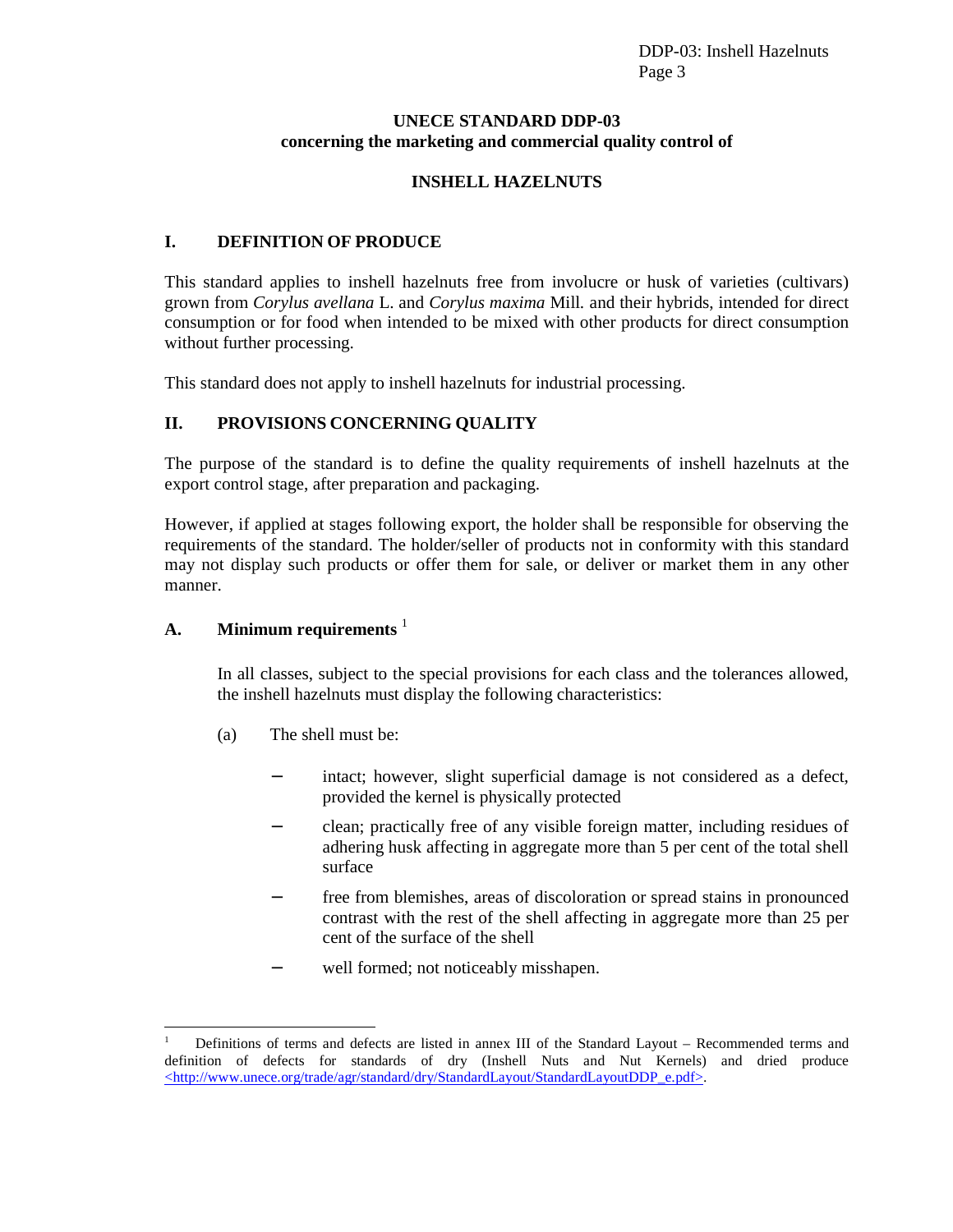**UNECE STANDARD DDP-03**
**concerning the marketing and commercial quality control of**

**INSHELL HAZELNUTS**

## I. DEFINITION OF PRODUCE

This standard applies to inshell hazelnuts free from involucre or husk of varieties (cultivars) grown from *Corylus avellana* L. and *Corylus maxima* Mill. and their hybrids, intended for direct consumption or for food when intended to be mixed with other products for direct consumption without further processing.

This standard does not apply to inshell hazelnuts for industrial processing.

## II. PROVISIONS CONCERNING QUALITY

The purpose of the standard is to define the quality requirements of inshell hazelnuts at the export control stage, after preparation and packaging.

However, if applied at stages following export, the holder shall be responsible for observing the requirements of the standard. The holder/seller of products not in conformity with this standard may not display such products or offer them for sale, or deliver or market them in any other manner.

### A. Minimum requirements [1]

In all classes, subject to the special provisions for each class and the tolerances allowed, the inshell hazelnuts must display the following characteristics:

(a) The shell must be:

- intact; however, slight superficial damage is not considered as a defect, provided the kernel is physically protected
- clean; practically free of any visible foreign matter, including residues of adhering husk affecting in aggregate more than 5 per cent of the total shell surface
- free from blemishes, areas of discoloration or spread stains in pronounced contrast with the rest of the shell affecting in aggregate more than 25 per cent of the surface of the shell
- well formed; not noticeably misshapen.

---

[1] Definitions of terms and defects are listed in annex III of the Standard Layout – Recommended terms and definition of defects for standards of dry (Inshell Nuts and Nut Kernels) and dried produce <http://www.unece.org/trade/agr/standard/dry/StandardLayout/StandardLayoutDDP_e.pdf>.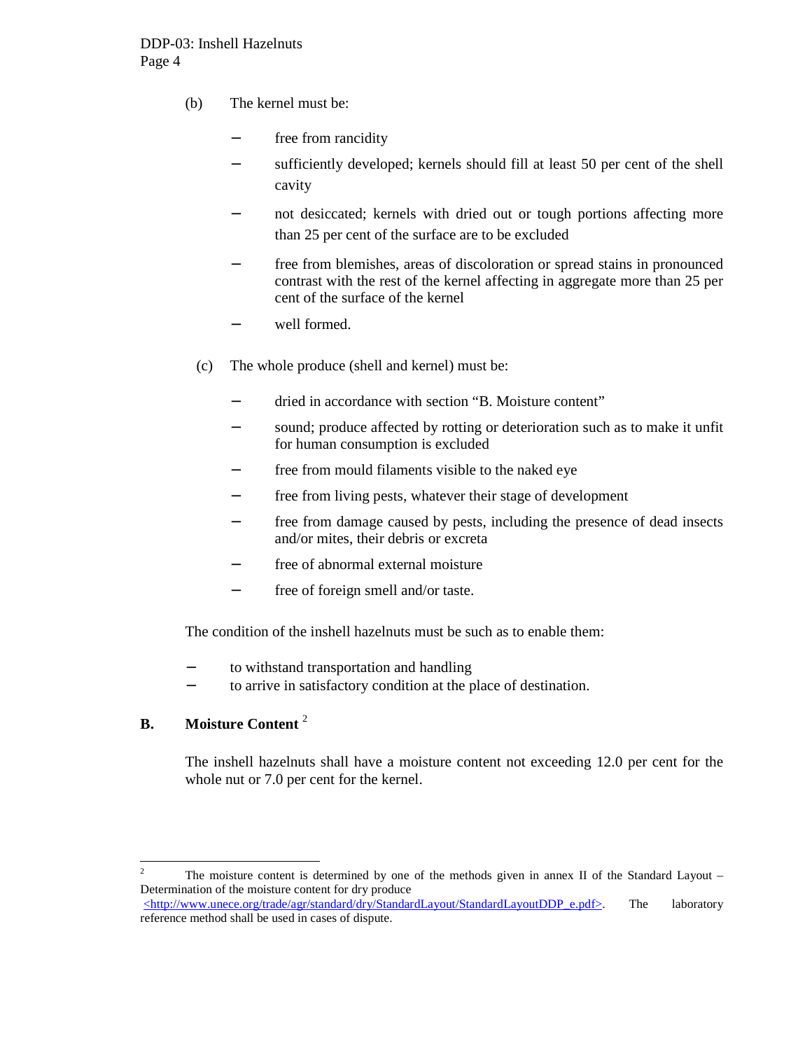(b) The kernel must be:

- free from rancidity
- sufficiently developed; kernels should fill at least 50 per cent of the shell cavity
- not desiccated; kernels with dried out or tough portions affecting more than 25 per cent of the surface are to be excluded
- free from blemishes, areas of discoloration or spread stains in pronounced contrast with the rest of the kernel affecting in aggregate more than 25 per cent of the surface of the kernel
- well formed.

(c) The whole produce (shell and kernel) must be:

- dried in accordance with section "B. Moisture content"
- sound; produce affected by rotting or deterioration such as to make it unfit for human consumption is excluded
- free from mould filaments visible to the naked eye
- free from living pests, whatever their stage of development
- free from damage caused by pests, including the presence of dead insects and/or mites, their debris or excreta
- free of abnormal external moisture
- free of foreign smell and/or taste.

The condition of the inshell hazelnuts must be such as to enable them:

- to withstand transportation and handling
- to arrive in satisfactory condition at the place of destination.

## B. Moisture Content [2]

The inshell hazelnuts shall have a moisture content not exceeding 12.0 per cent for the whole nut or 7.0 per cent for the kernel.

---

[2] The moisture content is determined by one of the methods given in annex II of the Standard Layout – Determination of the moisture content for dry produce <http://www.unece.org/trade/agr/standard/dry/StandardLayout/StandardLayoutDDP_e.pdf>. The laboratory reference method shall be used in cases of dispute.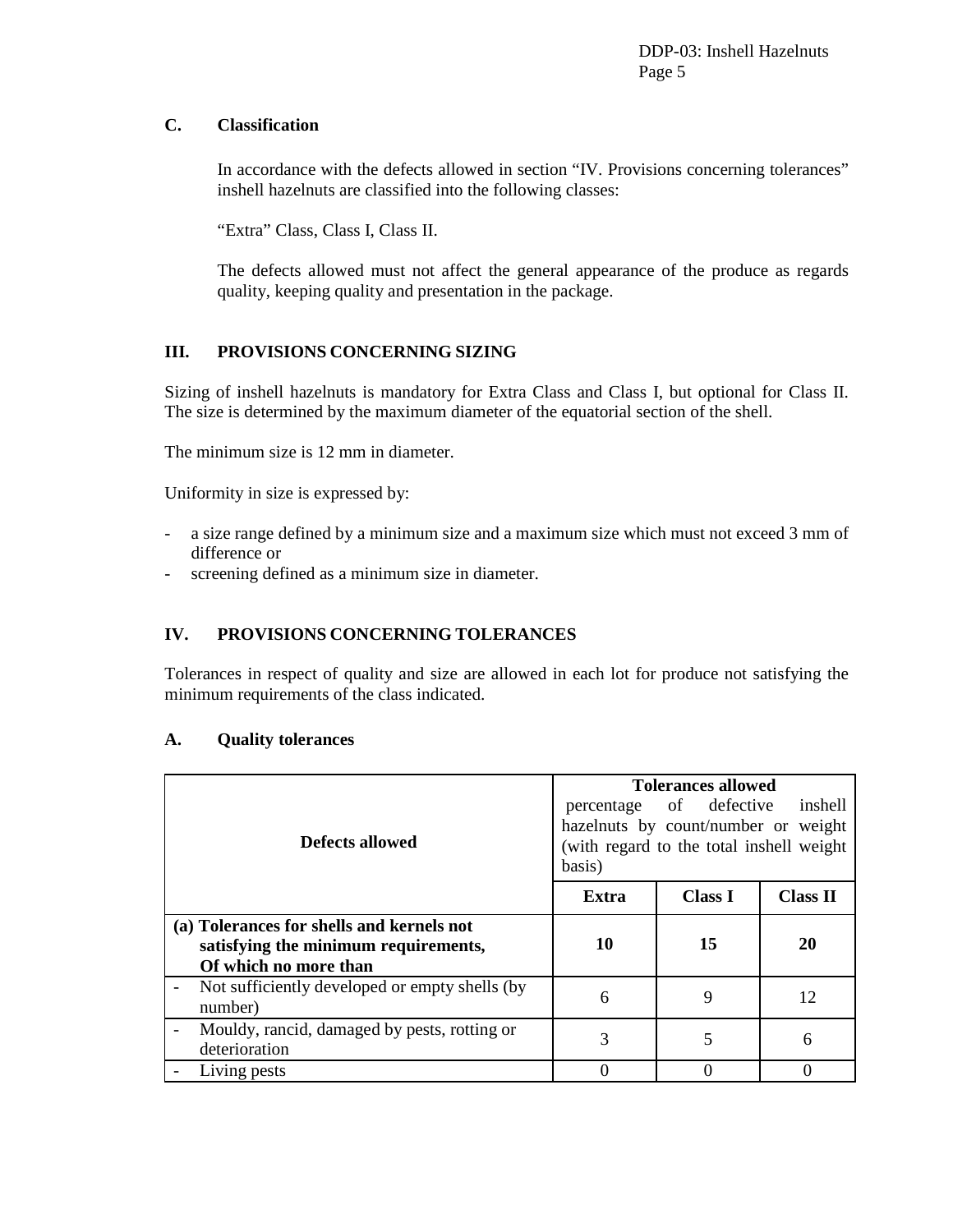### C. Classification

In accordance with the defects allowed in section "IV. Provisions concerning tolerances" inshell hazelnuts are classified into the following classes:

"Extra" Class, Class I, Class II.

The defects allowed must not affect the general appearance of the produce as regards quality, keeping quality and presentation in the package.

## III. PROVISIONS CONCERNING SIZING

Sizing of inshell hazelnuts is mandatory for Extra Class and Class I, but optional for Class II. The size is determined by the maximum diameter of the equatorial section of the shell.

The minimum size is 12 mm in diameter.

Uniformity in size is expressed by:

- a size range defined by a minimum size and a maximum size which must not exceed 3 mm of difference or
- screening defined as a minimum size in diameter.

## IV. PROVISIONS CONCERNING TOLERANCES

Tolerances in respect of quality and size are allowed in each lot for produce not satisfying the minimum requirements of the class indicated.

### A. Quality tolerances

| Defects allowed | Tolerances allowed percentage of defective inshell hazelnuts by count/number or weight (with regard to the total inshell weight basis) | | |
|---|---|---|---|
| | **Extra** | **Class I** | **Class II** |
| **(a) Tolerances for shells and kernels not satisfying the minimum requirements, Of which no more than** | **10** | **15** | **20** |
| - Not sufficiently developed or empty shells (by number) | 6 | 9 | 12 |
| - Mouldy, rancid, damaged by pests, rotting or deterioration | 3 | 5 | 6 |
| - Living pests | 0 | 0 | 0 |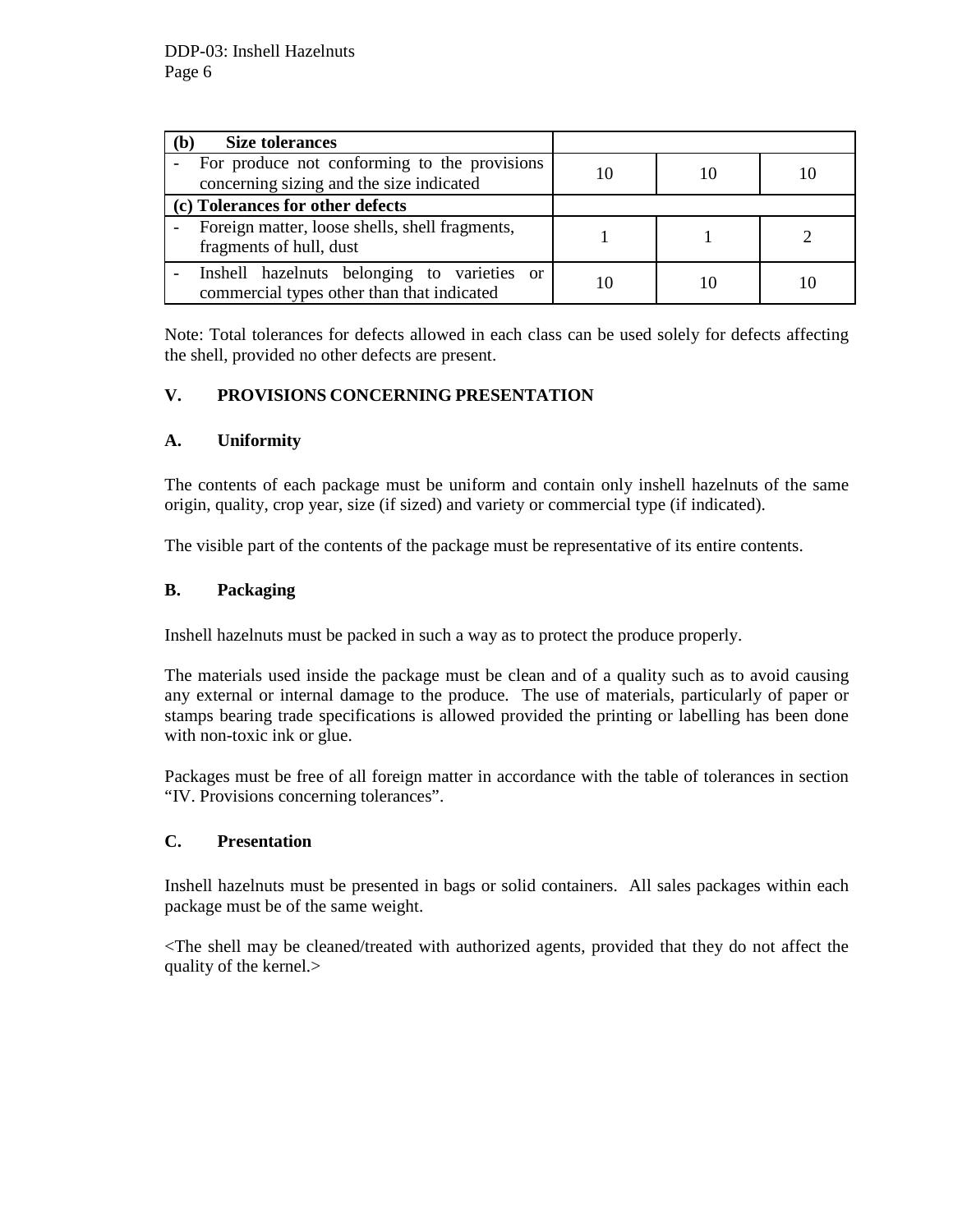| (b) Size tolerances | | | |
| --- | --- | --- | --- |
| - For produce not conforming to the provisions concerning sizing and the size indicated | 10 | 10 | 10 |
| **(c) Tolerances for other defects** | | | |
| - Foreign matter, loose shells, shell fragments, fragments of hull, dust | 1 | 1 | 2 |
| - Inshell hazelnuts belonging to varieties or commercial types other than that indicated | 10 | 10 | 10 |

Note: Total tolerances for defects allowed in each class can be used solely for defects affecting the shell, provided no other defects are present.

## V. PROVISIONS CONCERNING PRESENTATION

### A. Uniformity

The contents of each package must be uniform and contain only inshell hazelnuts of the same origin, quality, crop year, size (if sized) and variety or commercial type (if indicated).

The visible part of the contents of the package must be representative of its entire contents.

### B. Packaging

Inshell hazelnuts must be packed in such a way as to protect the produce properly.

The materials used inside the package must be clean and of a quality such as to avoid causing any external or internal damage to the produce. The use of materials, particularly of paper or stamps bearing trade specifications is allowed provided the printing or labelling has been done with non-toxic ink or glue.

Packages must be free of all foreign matter in accordance with the table of tolerances in section "IV. Provisions concerning tolerances".

### C. Presentation

Inshell hazelnuts must be presented in bags or solid containers. All sales packages within each package must be of the same weight.

<The shell may be cleaned/treated with authorized agents, provided that they do not affect the quality of the kernel.>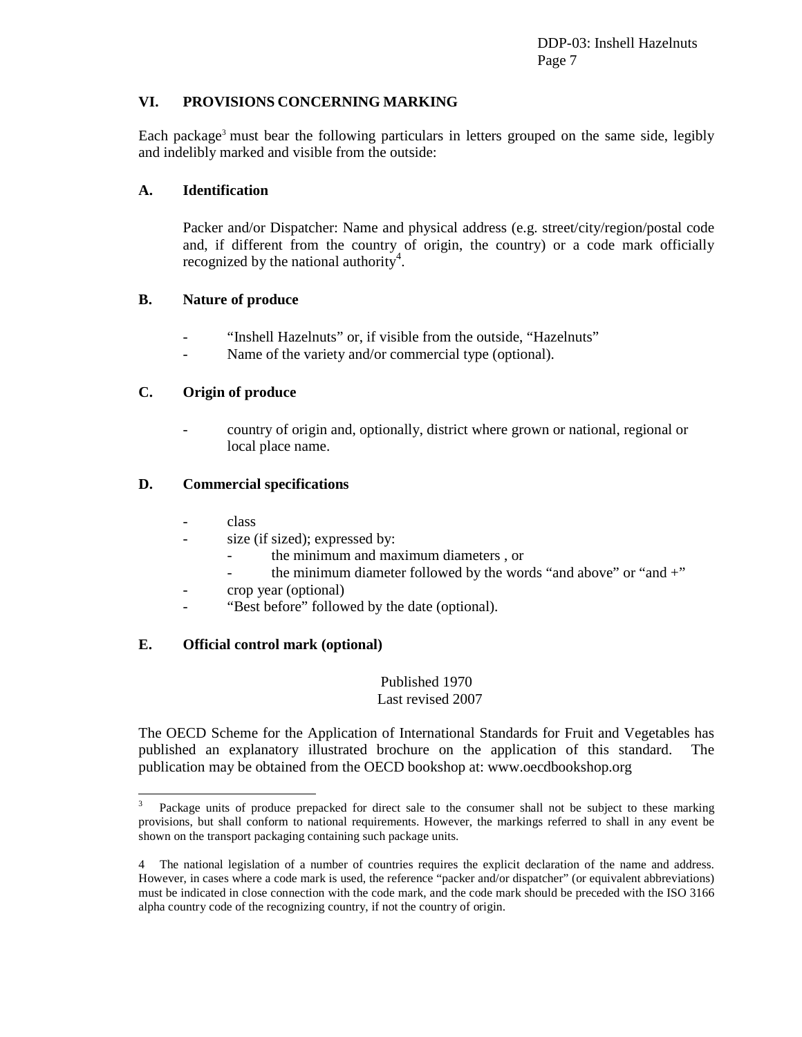## VI. PROVISIONS CONCERNING MARKING

Each package[3] must bear the following particulars in letters grouped on the same side, legibly and indelibly marked and visible from the outside:

### A. Identification

Packer and/or Dispatcher: Name and physical address (e.g. street/city/region/postal code and, if different from the country of origin, the country) or a code mark officially recognized by the national authority[4].

### B. Nature of produce

- "Inshell Hazelnuts" or, if visible from the outside, "Hazelnuts"
- Name of the variety and/or commercial type (optional).

### C. Origin of produce

- country of origin and, optionally, district where grown or national, regional or local place name.

### D. Commercial specifications

- class
- size (if sized); expressed by:
  - the minimum and maximum diameters , or
  - the minimum diameter followed by the words "and above" or "and +"
- crop year (optional)
- "Best before" followed by the date (optional).

### E. Official control mark (optional)

Published 1970
Last revised 2007

The OECD Scheme for the Application of International Standards for Fruit and Vegetables has published an explanatory illustrated brochure on the application of this standard. The publication may be obtained from the OECD bookshop at: www.oecdbookshop.org

---

[3] Package units of produce prepacked for direct sale to the consumer shall not be subject to these marking provisions, but shall conform to national requirements. However, the markings referred to shall in any event be shown on the transport packaging containing such package units.

[4] The national legislation of a number of countries requires the explicit declaration of the name and address. However, in cases where a code mark is used, the reference "packer and/or dispatcher" (or equivalent abbreviations) must be indicated in close connection with the code mark, and the code mark should be preceded with the ISO 3166 alpha country code of the recognizing country, if not the country of origin.